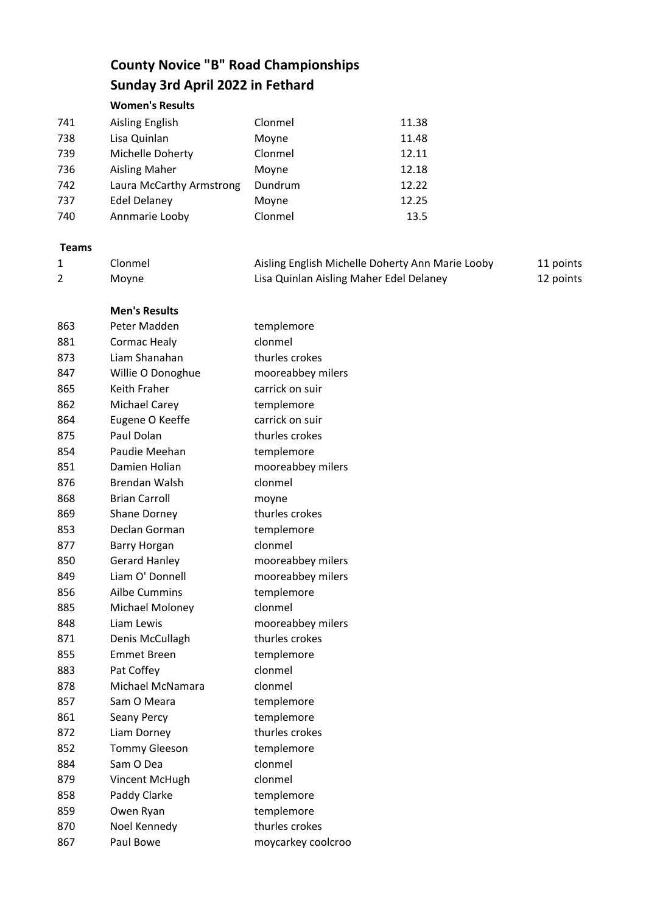# County Novice "B" Road Championships

# Sunday 3rd April 2022 in Fethard

### Women's Results

| | | | |
|---|---|---|---|
| 741 | Aisling English | Clonmel | 11.38 |
| 738 | Lisa Quinlan | Moyne | 11.48 |
| 739 | Michelle Doherty | Clonmel | 12.11 |
| 736 | Aisling Maher | Moyne | 12.18 |
| 742 | Laura McCarthy Armstrong | Dundrum | 12.22 |
| 737 | Edel Delaney | Moyne | 12.25 |
| 740 | Annmarie Looby | Clonmel | 13.5 |

### Teams

| | | | |
|---|---|---|---|
| 1 | Clonmel | Aisling English Michelle Doherty Ann Marie Looby | 11 points |
| 2 | Moyne | Lisa Quinlan Aisling Maher Edel Delaney | 12 points |

### Men's Results

| | | |
|---|---|---|
| 863 | Peter Madden | templemore |
| 881 | Cormac Healy | clonmel |
| 873 | Liam Shanahan | thurles crokes |
| 847 | Willie O Donoghue | mooreabbey milers |
| 865 | Keith Fraher | carrick on suir |
| 862 | Michael Carey | templemore |
| 864 | Eugene O Keeffe | carrick on suir |
| 875 | Paul Dolan | thurles crokes |
| 854 | Paudie Meehan | templemore |
| 851 | Damien Holian | mooreabbey milers |
| 876 | Brendan Walsh | clonmel |
| 868 | Brian Carroll | moyne |
| 869 | Shane Dorney | thurles crokes |
| 853 | Declan Gorman | templemore |
| 877 | Barry Horgan | clonmel |
| 850 | Gerard Hanley | mooreabbey milers |
| 849 | Liam O' Donnell | mooreabbey milers |
| 856 | Ailbe Cummins | templemore |
| 885 | Michael Moloney | clonmel |
| 848 | Liam Lewis | mooreabbey milers |
| 871 | Denis McCullagh | thurles crokes |
| 855 | Emmet Breen | templemore |
| 883 | Pat Coffey | clonmel |
| 878 | Michael McNamara | clonmel |
| 857 | Sam O Meara | templemore |
| 861 | Seany Percy | templemore |
| 872 | Liam Dorney | thurles crokes |
| 852 | Tommy Gleeson | templemore |
| 884 | Sam O Dea | clonmel |
| 879 | Vincent McHugh | clonmel |
| 858 | Paddy Clarke | templemore |
| 859 | Owen Ryan | templemore |
| 870 | Noel Kennedy | thurles crokes |
| 867 | Paul Bowe | moycarkey coolcroo |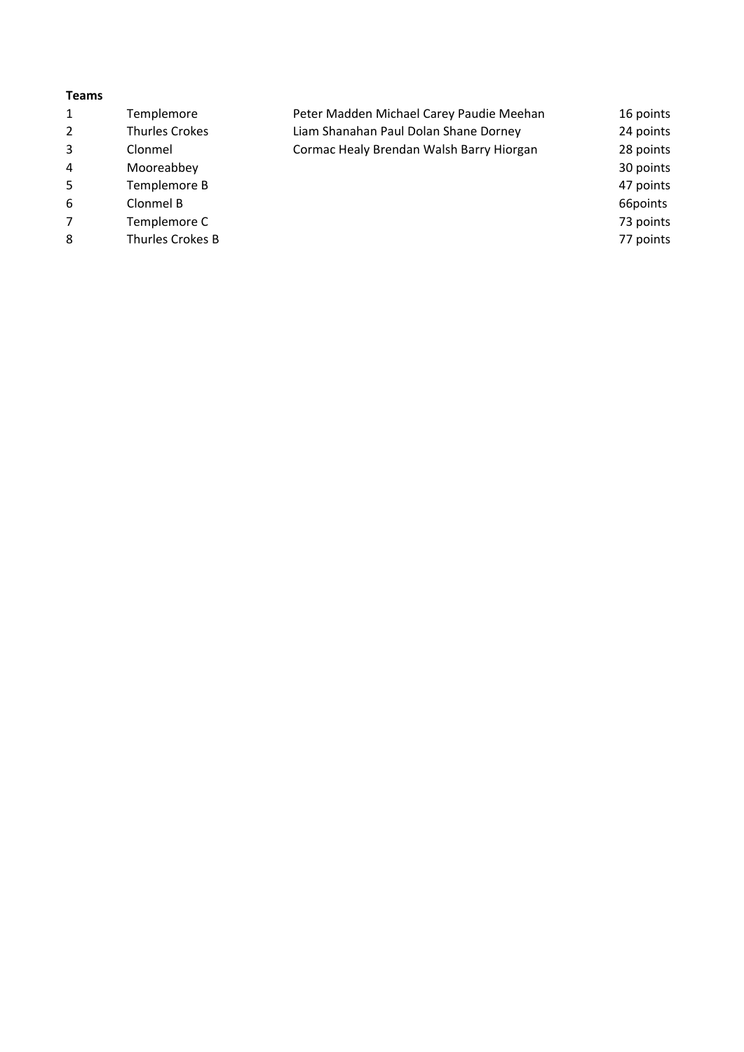**Teams**

| | | | |
|---|---|---|---|
| 1 | Templemore | Peter Madden Michael Carey Paudie Meehan | 16 points |
| 2 | Thurles Crokes | Liam Shanahan Paul Dolan Shane Dorney | 24 points |
| 3 | Clonmel | Cormac Healy Brendan Walsh Barry Hiorgan | 28 points |
| 4 | Mooreabbey | | 30 points |
| 5 | Templemore B | | 47 points |
| 6 | Clonmel B | | 66points |
| 7 | Templemore C | | 73 points |
| 8 | Thurles Crokes B | | 77 points |